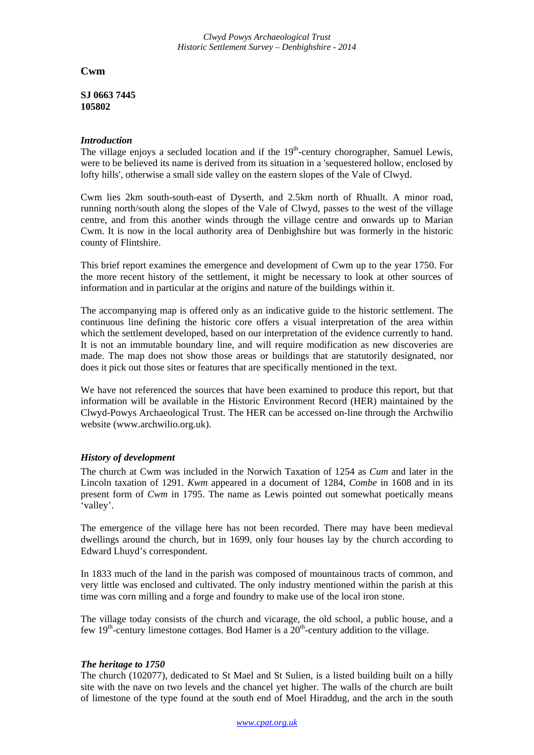# Cwm

**SJ 0663 7445**
**105802**

### *Introduction*

The village enjoys a secluded location and if the 19th-century chorographer, Samuel Lewis, were to be believed its name is derived from its situation in a 'sequestered hollow, enclosed by lofty hills', otherwise a small side valley on the eastern slopes of the Vale of Clwyd.

Cwm lies 2km south-south-east of Dyserth, and 2.5km north of Rhuallt. A minor road, running north/south along the slopes of the Vale of Clwyd, passes to the west of the village centre, and from this another winds through the village centre and onwards up to Marian Cwm. It is now in the local authority area of Denbighshire but was formerly in the historic county of Flintshire.

This brief report examines the emergence and development of Cwm up to the year 1750. For the more recent history of the settlement, it might be necessary to look at other sources of information and in particular at the origins and nature of the buildings within it.

The accompanying map is offered only as an indicative guide to the historic settlement. The continuous line defining the historic core offers a visual interpretation of the area within which the settlement developed, based on our interpretation of the evidence currently to hand. It is not an immutable boundary line, and will require modification as new discoveries are made. The map does not show those areas or buildings that are statutorily designated, nor does it pick out those sites or features that are specifically mentioned in the text.

We have not referenced the sources that have been examined to produce this report, but that information will be available in the Historic Environment Record (HER) maintained by the Clwyd-Powys Archaeological Trust. The HER can be accessed on-line through the Archwilio website (www.archwilio.org.uk).

### *History of development*

The church at Cwm was included in the Norwich Taxation of 1254 as *Cum* and later in the Lincoln taxation of 1291. *Kwm* appeared in a document of 1284, *Combe* in 1608 and in its present form of *Cwm* in 1795. The name as Lewis pointed out somewhat poetically means 'valley'.

The emergence of the village here has not been recorded. There may have been medieval dwellings around the church, but in 1699, only four houses lay by the church according to Edward Lhuyd's correspondent.

In 1833 much of the land in the parish was composed of mountainous tracts of common, and very little was enclosed and cultivated. The only industry mentioned within the parish at this time was corn milling and a forge and foundry to make use of the local iron stone.

The village today consists of the church and vicarage, the old school, a public house, and a few 19th-century limestone cottages. Bod Hamer is a 20th-century addition to the village.

### *The heritage to 1750*

The church (102077), dedicated to St Mael and St Sulien, is a listed building built on a hilly site with the nave on two levels and the chancel yet higher. The walls of the church are built of limestone of the type found at the south end of Moel Hiraddug, and the arch in the south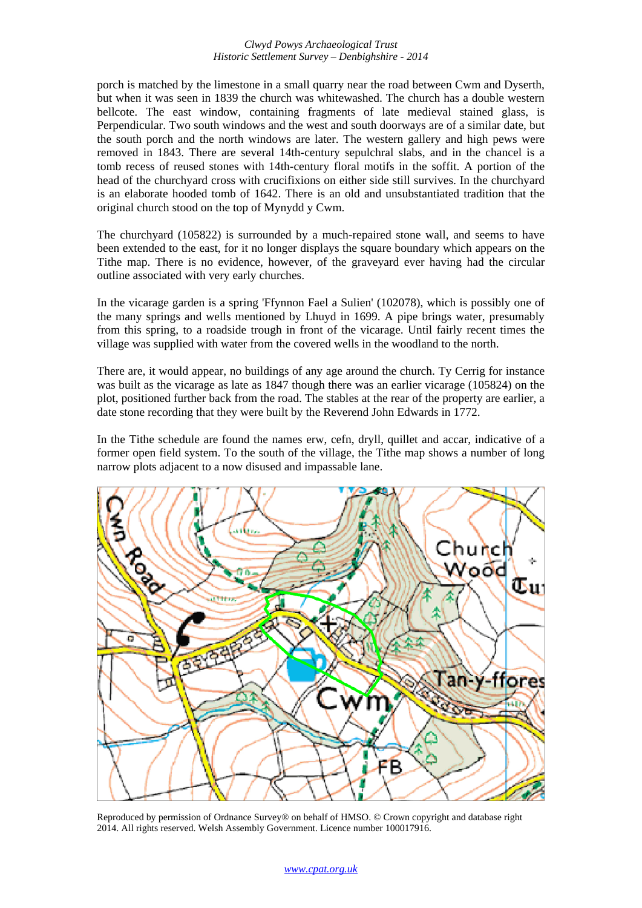porch is matched by the limestone in a small quarry near the road between Cwm and Dyserth, but when it was seen in 1839 the church was whitewashed. The church has a double western bellcote. The east window, containing fragments of late medieval stained glass, is Perpendicular. Two south windows and the west and south doorways are of a similar date, but the south porch and the north windows are later. The western gallery and high pews were removed in 1843. There are several 14th-century sepulchral slabs, and in the chancel is a tomb recess of reused stones with 14th-century floral motifs in the soffit. A portion of the head of the churchyard cross with crucifixions on either side still survives. In the churchyard is an elaborate hooded tomb of 1642. There is an old and unsubstantiated tradition that the original church stood on the top of Mynydd y Cwm.

The churchyard (105822) is surrounded by a much-repaired stone wall, and seems to have been extended to the east, for it no longer displays the square boundary which appears on the Tithe map. There is no evidence, however, of the graveyard ever having had the circular outline associated with very early churches.

In the vicarage garden is a spring 'Ffynnon Fael a Sulien' (102078), which is possibly one of the many springs and wells mentioned by Lhuyd in 1699. A pipe brings water, presumably from this spring, to a roadside trough in front of the vicarage. Until fairly recent times the village was supplied with water from the covered wells in the woodland to the north.

There are, it would appear, no buildings of any age around the church. Ty Cerrig for instance was built as the vicarage as late as 1847 though there was an earlier vicarage (105824) on the plot, positioned further back from the road. The stables at the rear of the property are earlier, a date stone recording that they were built by the Reverend John Edwards in 1772.

In the Tithe schedule are found the names erw, cefn, dryll, quillet and accar, indicative of a former open field system. To the south of the village, the Tithe map shows a number of long narrow plots adjacent to a now disused and impassable lane.

Cwm Road

Church Wood

Tan-y-ffores

Cwm

FB

Reproduced by permission of Ordnance Survey® on behalf of HMSO. © Crown copyright and database right 2014. All rights reserved. Welsh Assembly Government. Licence number 100017916.

www.cpat.org.uk